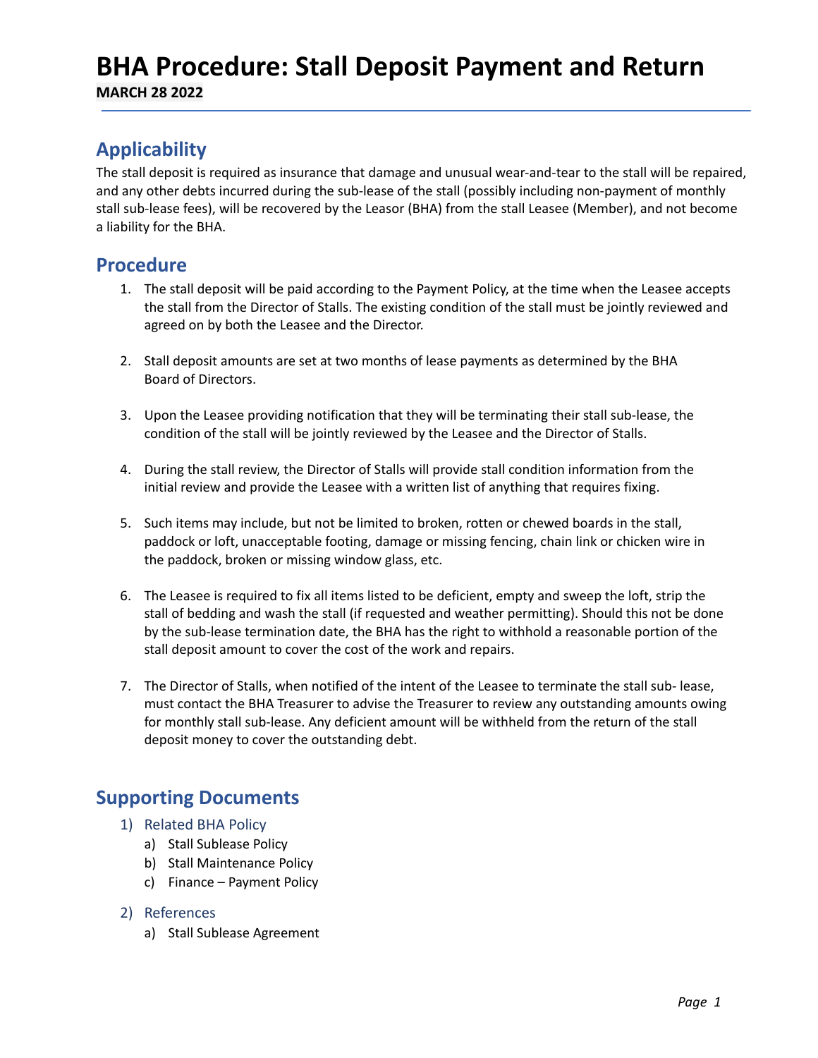# BHA Procedure: Stall Deposit Payment and Return

**MARCH 28 2022**

## Applicability

The stall deposit is required as insurance that damage and unusual wear-and-tear to the stall will be repaired, and any other debts incurred during the sub-lease of the stall (possibly including non-payment of monthly stall sub-lease fees), will be recovered by the Leasor (BHA) from the stall Leasee (Member), and not become a liability for the BHA.

## Procedure

1. The stall deposit will be paid according to the Payment Policy, at the time when the Leasee accepts the stall from the Director of Stalls. The existing condition of the stall must be jointly reviewed and agreed on by both the Leasee and the Director.

2. Stall deposit amounts are set at two months of lease payments as determined by the BHA Board of Directors.

3. Upon the Leasee providing notification that they will be terminating their stall sub-lease, the condition of the stall will be jointly reviewed by the Leasee and the Director of Stalls.

4. During the stall review, the Director of Stalls will provide stall condition information from the initial review and provide the Leasee with a written list of anything that requires fixing.

5. Such items may include, but not be limited to broken, rotten or chewed boards in the stall, paddock or loft, unacceptable footing, damage or missing fencing, chain link or chicken wire in the paddock, broken or missing window glass, etc.

6. The Leasee is required to fix all items listed to be deficient, empty and sweep the loft, strip the stall of bedding and wash the stall (if requested and weather permitting). Should this not be done by the sub-lease termination date, the BHA has the right to withhold a reasonable portion of the stall deposit amount to cover the cost of the work and repairs.

7. The Director of Stalls, when notified of the intent of the Leasee to terminate the stall sub- lease, must contact the BHA Treasurer to advise the Treasurer to review any outstanding amounts owing for monthly stall sub-lease. Any deficient amount will be withheld from the return of the stall deposit money to cover the outstanding debt.

## Supporting Documents

1) Related BHA Policy
   a) Stall Sublease Policy
   b) Stall Maintenance Policy
   c) Finance – Payment Policy

2) References
   a) Stall Sublease Agreement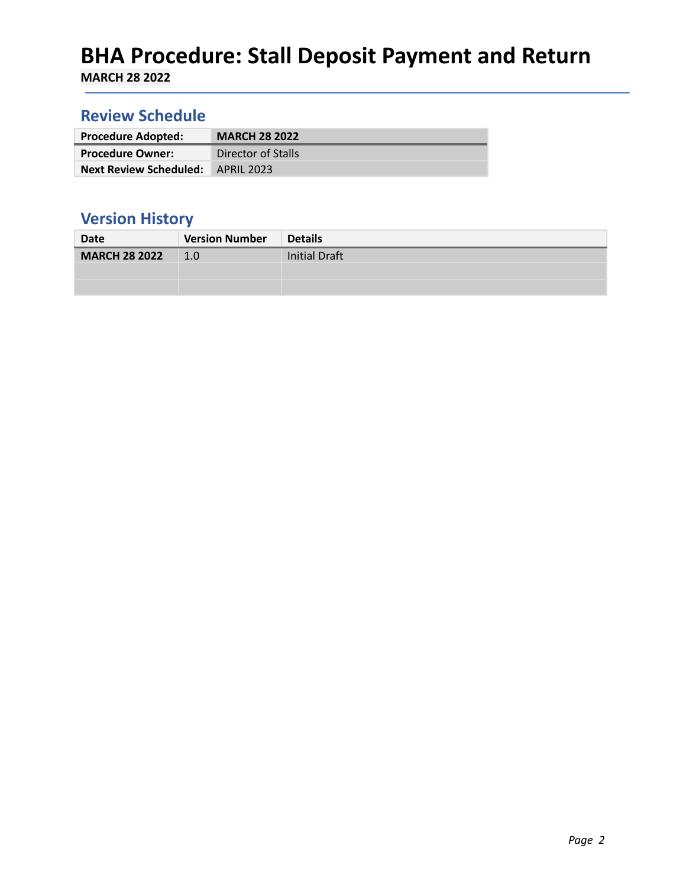# BHA Procedure: Stall Deposit Payment and Return

**MARCH 28 2022**

## Review Schedule

| | |
|---|---|
| **Procedure Adopted:** | **MARCH 28 2022** |
| **Procedure Owner:** | Director of Stalls |
| **Next Review Scheduled:** | APRIL 2023 |

## Version History

| Date | Version Number | Details |
|---|---|---|
| **MARCH 28 2022** | 1.0 | Initial Draft |
| | | |
| | | |